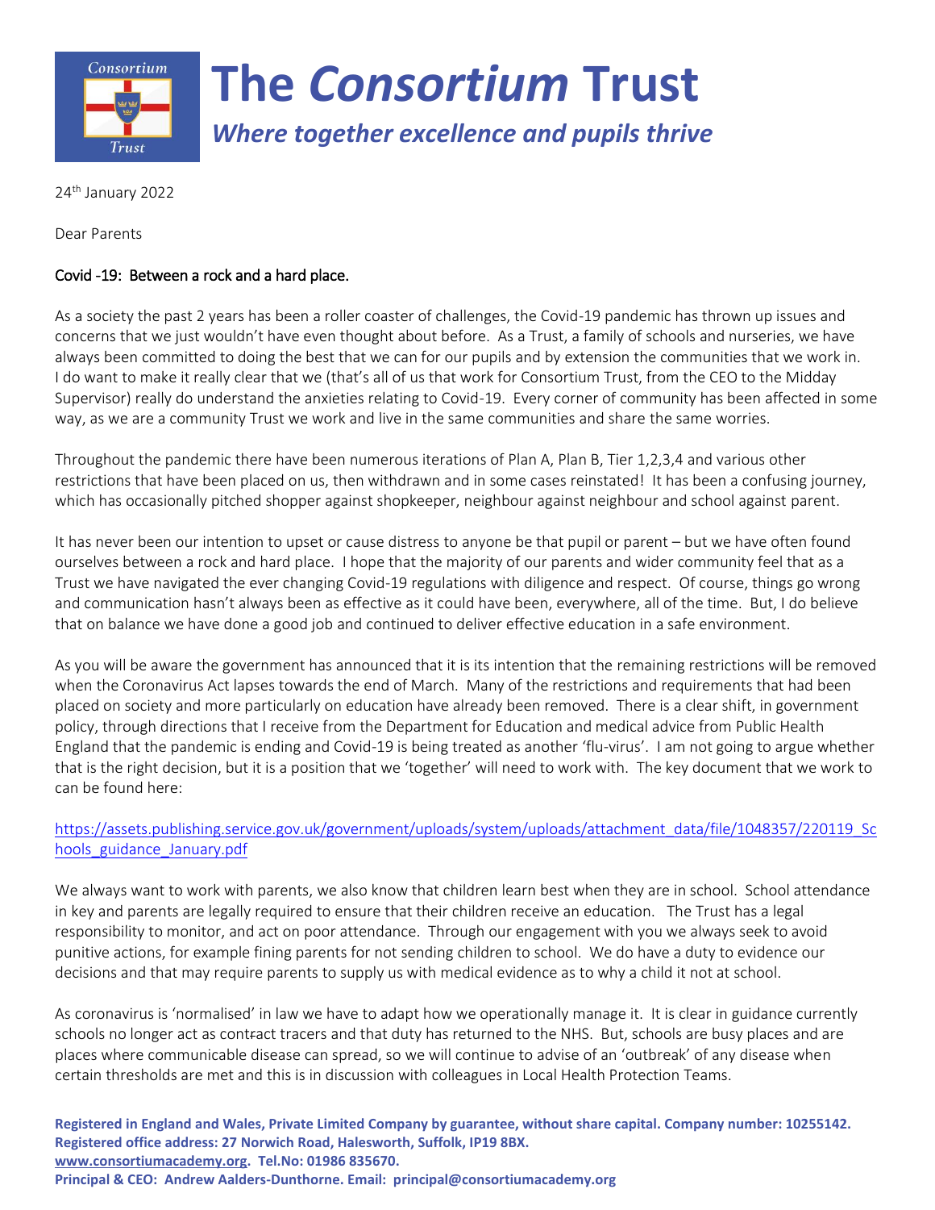# The *Consortium* Trust

***Where together excellence and pupils thrive***

24th January 2022

Dear Parents

Covid -19: Between a rock and a hard place.

As a society the past 2 years has been a roller coaster of challenges, the Covid-19 pandemic has thrown up issues and concerns that we just wouldn't have even thought about before. As a Trust, a family of schools and nurseries, we have always been committed to doing the best that we can for our pupils and by extension the communities that we work in. I do want to make it really clear that we (that's all of us that work for Consortium Trust, from the CEO to the Midday Supervisor) really do understand the anxieties relating to Covid-19. Every corner of community has been affected in some way, as we are a community Trust we work and live in the same communities and share the same worries.

Throughout the pandemic there have been numerous iterations of Plan A, Plan B, Tier 1,2,3,4 and various other restrictions that have been placed on us, then withdrawn and in some cases reinstated! It has been a confusing journey, which has occasionally pitched shopper against shopkeeper, neighbour against neighbour and school against parent.

It has never been our intention to upset or cause distress to anyone be that pupil or parent – but we have often found ourselves between a rock and hard place. I hope that the majority of our parents and wider community feel that as a Trust we have navigated the ever changing Covid-19 regulations with diligence and respect. Of course, things go wrong and communication hasn't always been as effective as it could have been, everywhere, all of the time. But, I do believe that on balance we have done a good job and continued to deliver effective education in a safe environment.

As you will be aware the government has announced that it is its intention that the remaining restrictions will be removed when the Coronavirus Act lapses towards the end of March. Many of the restrictions and requirements that had been placed on society and more particularly on education have already been removed. There is a clear shift, in government policy, through directions that I receive from the Department for Education and medical advice from Public Health England that the pandemic is ending and Covid-19 is being treated as another 'flu-virus'. I am not going to argue whether that is the right decision, but it is a position that we 'together' will need to work with. The key document that we work to can be found here:

https://assets.publishing.service.gov.uk/government/uploads/system/uploads/attachment_data/file/1048357/220119_Schools_guidance_January.pdf

We always want to work with parents, we also know that children learn best when they are in school. School attendance in key and parents are legally required to ensure that their children receive an education. The Trust has a legal responsibility to monitor, and act on poor attendance. Through our engagement with you we always seek to avoid punitive actions, for example fining parents for not sending children to school. We do have a duty to evidence our decisions and that may require parents to supply us with medical evidence as to why a child it not at school.

As coronavirus is 'normalised' in law we have to adapt how we operationally manage it. It is clear in guidance currently schools no longer act as contract tracers and that duty has returned to the NHS. But, schools are busy places and are places where communicable disease can spread, so we will continue to advise of an 'outbreak' of any disease when certain thresholds are met and this is in discussion with colleagues in Local Health Protection Teams.

**Registered in England and Wales, Private Limited Company by guarantee, without share capital. Company number: 10255142.**
**Registered office address: 27 Norwich Road, Halesworth, Suffolk, IP19 8BX.**
**www.consortiumacademy.org. Tel.No: 01986 835670.**
**Principal & CEO: Andrew Aalders-Dunthorne. Email: principal@consortiumacademy.org**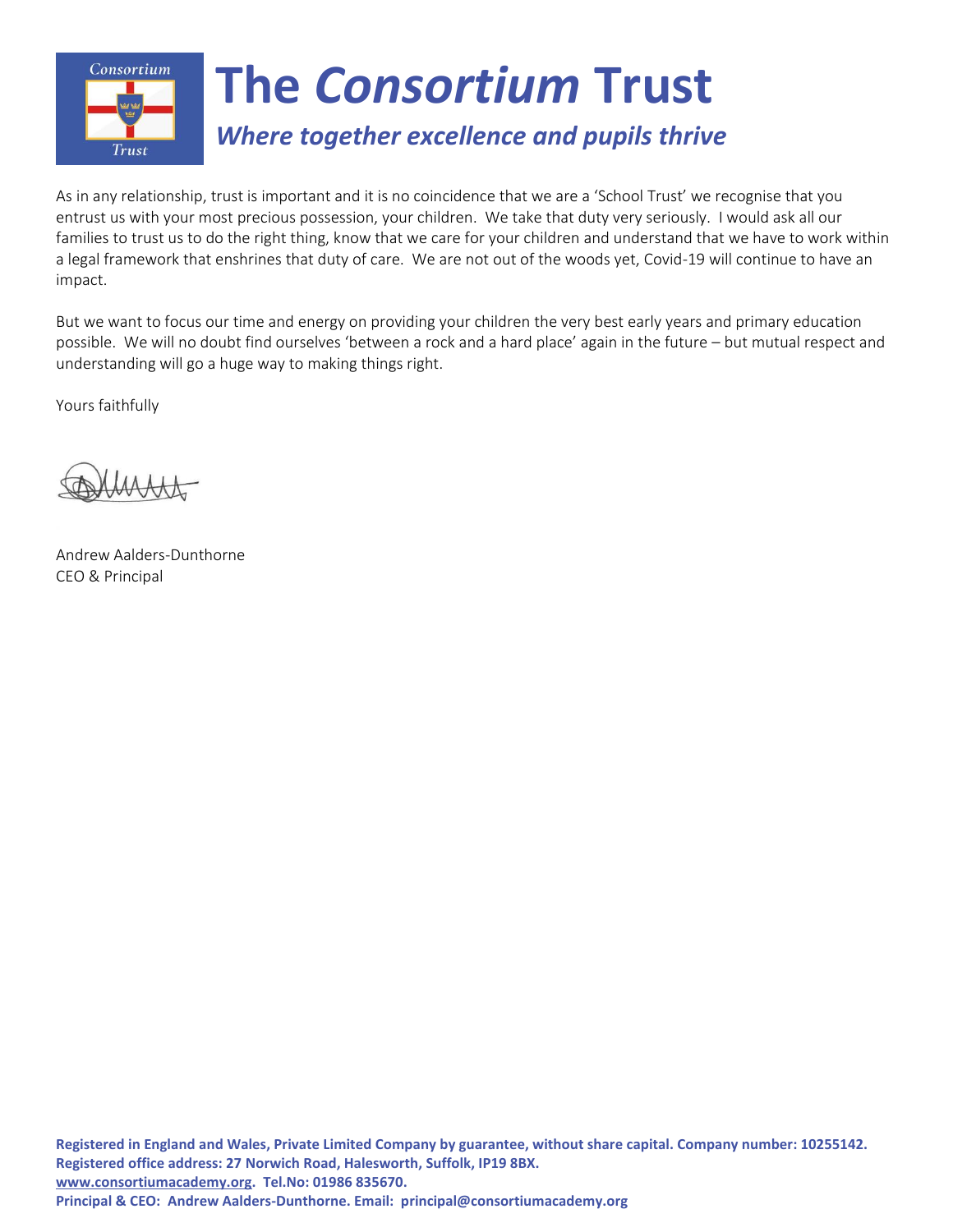# The *Consortium* Trust

## *Where together excellence and pupils thrive*

As in any relationship, trust is important and it is no coincidence that we are a 'School Trust' we recognise that you entrust us with your most precious possession, your children. We take that duty very seriously. I would ask all our families to trust us to do the right thing, know that we care for your children and understand that we have to work within a legal framework that enshrines that duty of care. We are not out of the woods yet, Covid-19 will continue to have an impact.

But we want to focus our time and energy on providing your children the very best early years and primary education possible. We will no doubt find ourselves 'between a rock and a hard place' again in the future – but mutual respect and understanding will go a huge way to making things right.

Yours faithfully

Andrew Aalders-Dunthorne
CEO & Principal

**Registered in England and Wales, Private Limited Company by guarantee, without share capital. Company number: 10255142.**
**Registered office address: 27 Norwich Road, Halesworth, Suffolk, IP19 8BX.**
**www.consortiumacademy.org. Tel.No: 01986 835670.**
**Principal & CEO: Andrew Aalders-Dunthorne. Email: principal@consortiumacademy.org**